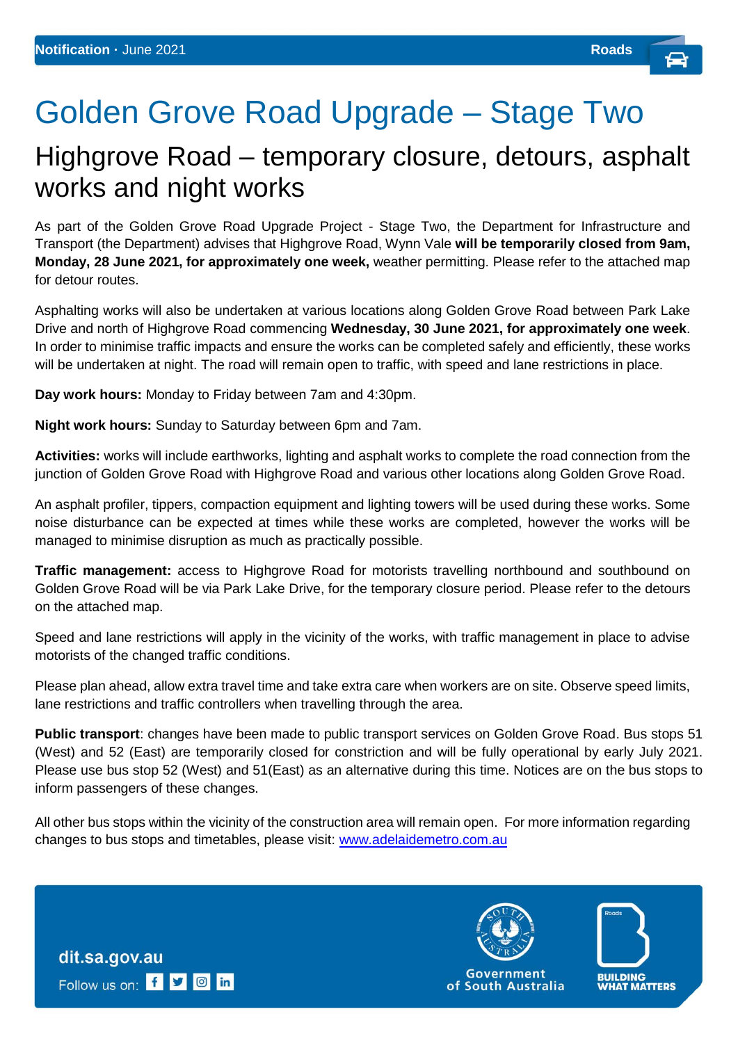**Notification** · June 2021 **Roads**

# Golden Grove Road Upgrade – Stage Two

## Highgrove Road – temporary closure, detours, asphalt works and night works

As part of the Golden Grove Road Upgrade Project - Stage Two, the Department for Infrastructure and Transport (the Department) advises that Highgrove Road, Wynn Vale **will be temporarily closed from 9am, Monday, 28 June 2021, for approximately one week,** weather permitting. Please refer to the attached map for detour routes.

Asphalting works will also be undertaken at various locations along Golden Grove Road between Park Lake Drive and north of Highgrove Road commencing **Wednesday, 30 June 2021, for approximately one week**. In order to minimise traffic impacts and ensure the works can be completed safely and efficiently, these works will be undertaken at night. The road will remain open to traffic, with speed and lane restrictions in place.

**Day work hours:** Monday to Friday between 7am and 4:30pm.

**Night work hours:** Sunday to Saturday between 6pm and 7am.

**Activities:** works will include earthworks, lighting and asphalt works to complete the road connection from the junction of Golden Grove Road with Highgrove Road and various other locations along Golden Grove Road.

An asphalt profiler, tippers, compaction equipment and lighting towers will be used during these works. Some noise disturbance can be expected at times while these works are completed, however the works will be managed to minimise disruption as much as practically possible.

**Traffic management:** access to Highgrove Road for motorists travelling northbound and southbound on Golden Grove Road will be via Park Lake Drive, for the temporary closure period. Please refer to the detours on the attached map.

Speed and lane restrictions will apply in the vicinity of the works, with traffic management in place to advise motorists of the changed traffic conditions.

Please plan ahead, allow extra travel time and take extra care when workers are on site. Observe speed limits, lane restrictions and traffic controllers when travelling through the area.

**Public transport**: changes have been made to public transport services on Golden Grove Road. Bus stops 51 (West) and 52 (East) are temporarily closed for constriction and will be fully operational by early July 2021. Please use bus stop 52 (West) and 51(East) as an alternative during this time. Notices are on the bus stops to inform passengers of these changes.

All other bus stops within the vicinity of the construction area will remain open. For more information regarding changes to bus stops and timetables, please visit: www.adelaidemetro.com.au

dit.sa.gov.au

Follow us on:

Government of South Australia

BUILDING WHAT MATTERS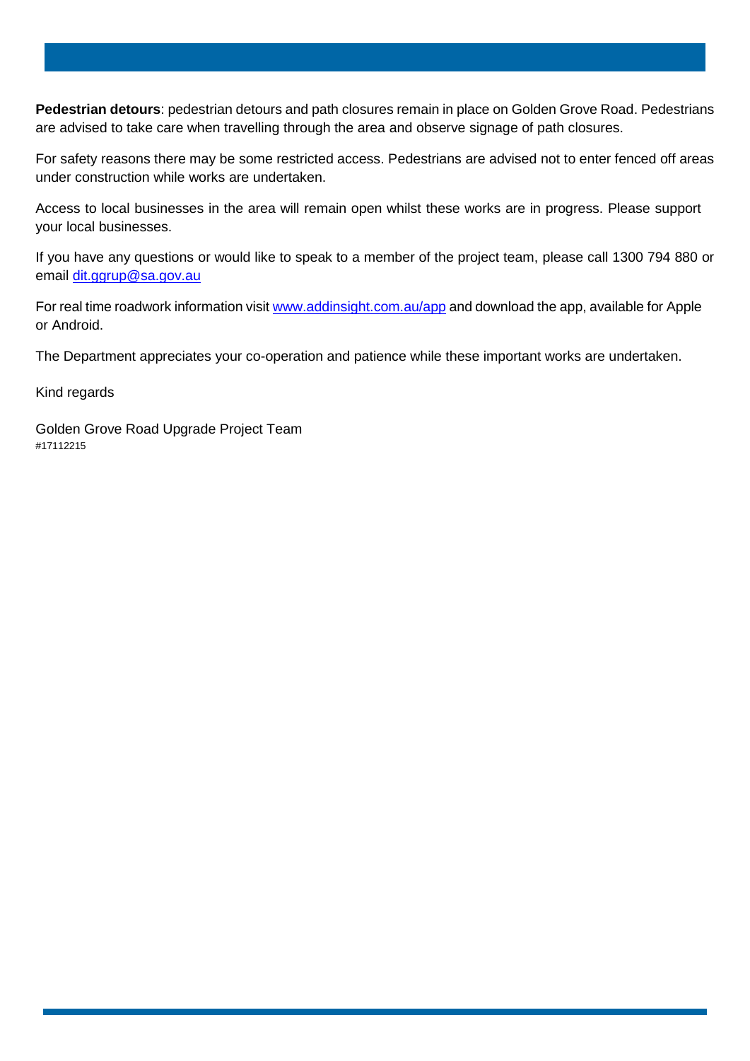**Pedestrian detours**: pedestrian detours and path closures remain in place on Golden Grove Road. Pedestrians are advised to take care when travelling through the area and observe signage of path closures.

For safety reasons there may be some restricted access. Pedestrians are advised not to enter fenced off areas under construction while works are undertaken.

Access to local businesses in the area will remain open whilst these works are in progress. Please support your local businesses.

If you have any questions or would like to speak to a member of the project team, please call 1300 794 880 or email dit.ggrup@sa.gov.au

For real time roadwork information visit www.addinsight.com.au/app and download the app, available for Apple or Android.

The Department appreciates your co-operation and patience while these important works are undertaken.

Kind regards

Golden Grove Road Upgrade Project Team

#17112215